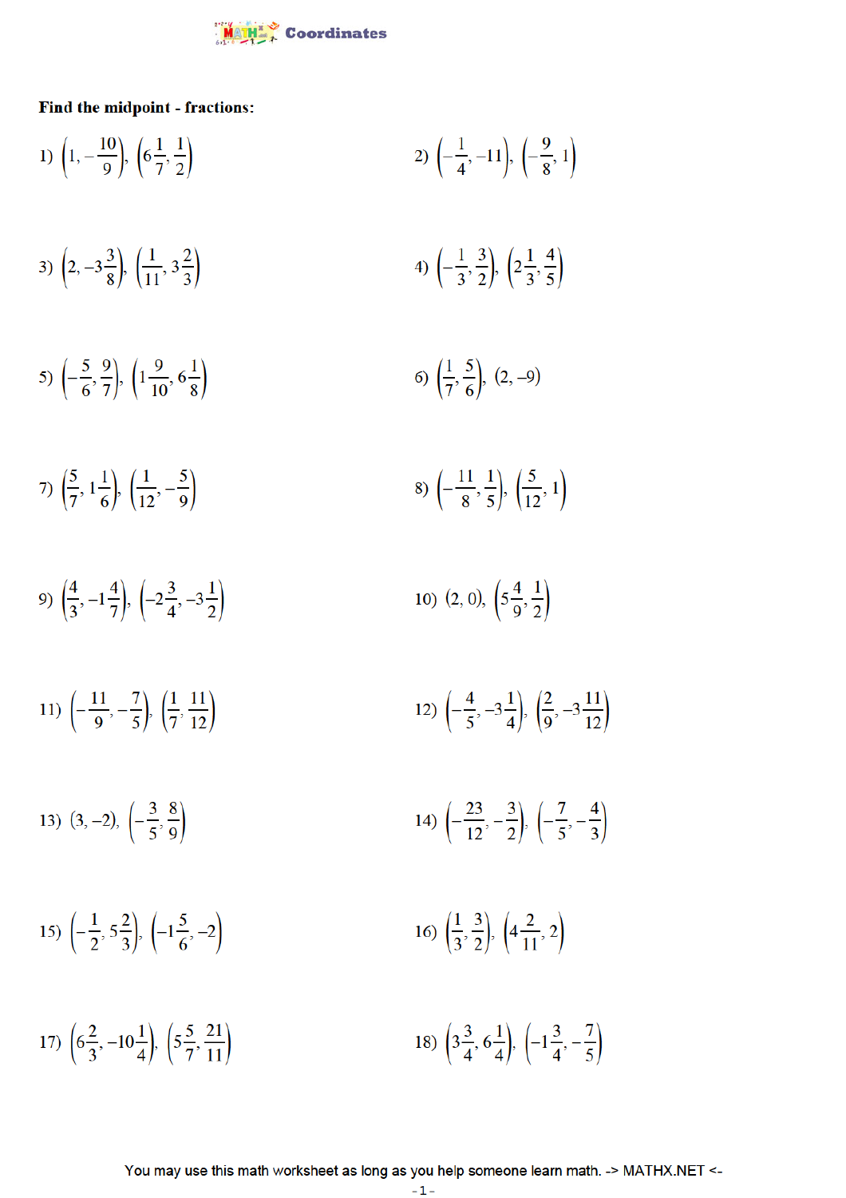Coordinates

**Find the midpoint - fractions:**

1) $\left(1, -\frac{10}{9}\right), \left(6\frac{1}{7}, \frac{1}{2}\right)$

2) $\left(-\frac{1}{4}, -11\right), \left(-\frac{9}{8}, 1\right)$

3) $\left(2, -3\frac{3}{8}\right), \left(\frac{1}{11}, 3\frac{2}{3}\right)$

4) $\left(-\frac{1}{3}, \frac{3}{2}\right), \left(2\frac{1}{3}, \frac{4}{5}\right)$

5) $\left(-\frac{5}{6}, \frac{9}{7}\right), \left(1\frac{9}{10}, 6\frac{1}{8}\right)$

6) $\left(\frac{1}{7}, \frac{5}{6}\right), (2, -9)$

7) $\left(\frac{5}{7}, 1\frac{1}{6}\right), \left(\frac{1}{12}, -\frac{5}{9}\right)$

8) $\left(-\frac{11}{8}, \frac{1}{5}\right), \left(\frac{5}{12}, 1\right)$

9) $\left(\frac{4}{3}, -1\frac{4}{7}\right), \left(-2\frac{3}{4}, -3\frac{1}{2}\right)$

10) $(2, 0), \left(5\frac{4}{9}, \frac{1}{2}\right)$

11) $\left(-\frac{11}{9}, -\frac{7}{5}\right), \left(\frac{1}{7}, \frac{11}{12}\right)$

12) $\left(-\frac{4}{5}, -3\frac{1}{4}\right), \left(\frac{2}{9}, -3\frac{11}{12}\right)$

13) $(3, -2), \left(-\frac{3}{5}, \frac{8}{9}\right)$

14) $\left(-\frac{23}{12}, -\frac{3}{2}\right), \left(-\frac{7}{5}, -\frac{4}{3}\right)$

15) $\left(-\frac{1}{2}, 5\frac{2}{3}\right), \left(-1\frac{5}{6}, -2\right)$

16) $\left(\frac{1}{3}, \frac{3}{2}\right), \left(4\frac{2}{11}, 2\right)$

17) $\left(6\frac{2}{3}, -10\frac{1}{4}\right), \left(5\frac{5}{7}, \frac{21}{11}\right)$

18) $\left(3\frac{3}{4}, 6\frac{1}{4}\right), \left(-1\frac{3}{4}, -\frac{7}{5}\right)$

You may use this math worksheet as long as you help someone learn math. -> MATHX.NET <-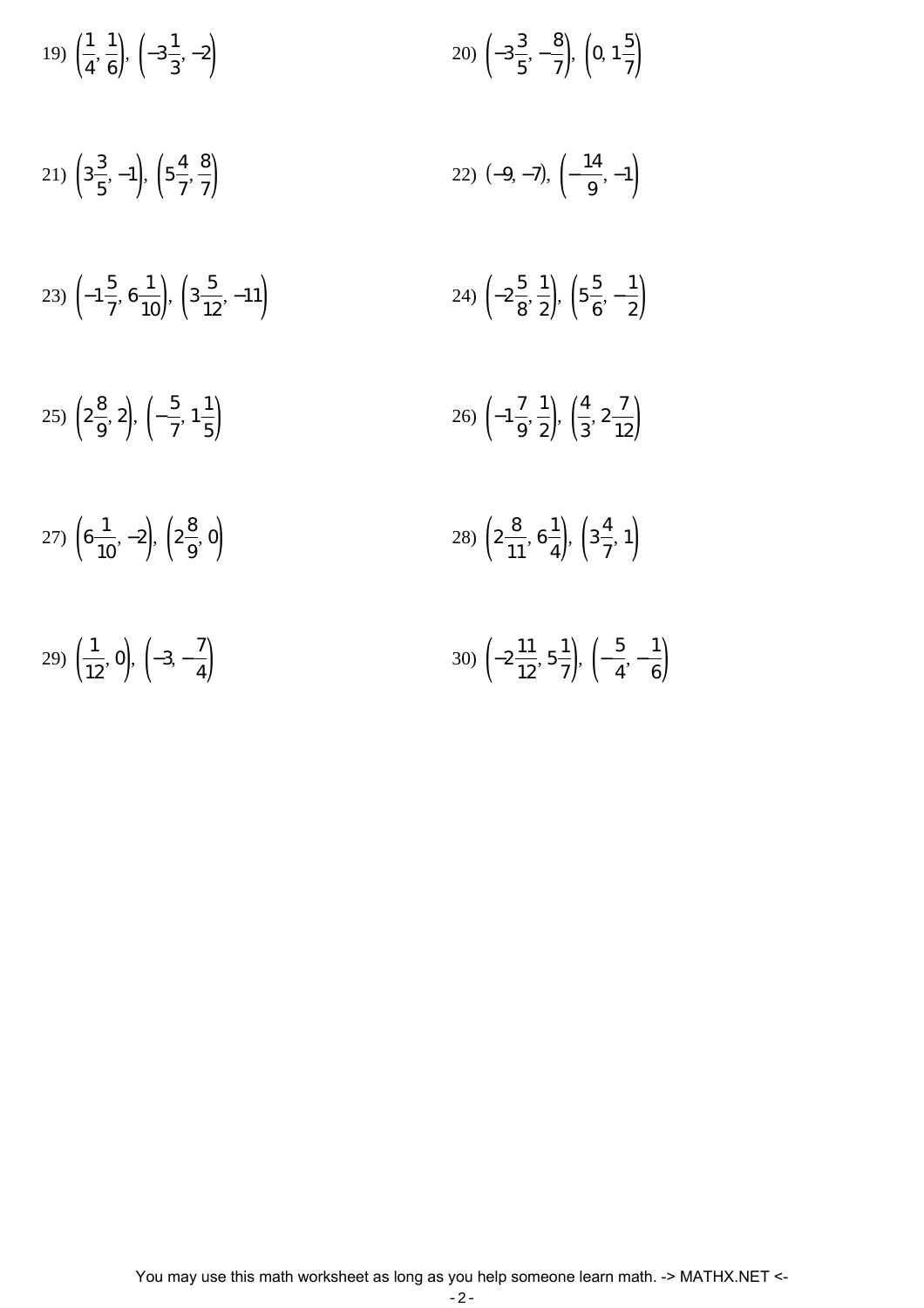19) $\left(\frac{1}{4}, \frac{1}{6}\right), \left(-3\frac{1}{3}, -2\right)$

20) $\left(-3\frac{3}{5}, -\frac{8}{7}\right), \left(0, 1\frac{5}{7}\right)$

21) $\left(3\frac{3}{5}, -1\right), \left(5\frac{4}{7}, \frac{8}{7}\right)$

22) $(-9, -7), \left(-\frac{14}{9}, -1\right)$

23) $\left(-1\frac{5}{7}, 6\frac{1}{10}\right), \left(3\frac{5}{12}, -11\right)$

24) $\left(-2\frac{5}{8}, \frac{1}{2}\right), \left(5\frac{5}{6}, -\frac{1}{2}\right)$

25) $\left(2\frac{8}{9}, 2\right), \left(-\frac{5}{7}, 1\frac{1}{5}\right)$

26) $\left(-1\frac{7}{9}, \frac{1}{2}\right), \left(\frac{4}{3}, 2\frac{7}{12}\right)$

27) $\left(6\frac{1}{10}, -2\right), \left(2\frac{8}{9}, 0\right)$

28) $\left(2\frac{8}{11}, 6\frac{1}{4}\right), \left(3\frac{4}{7}, 1\right)$

29) $\left(\frac{1}{12}, 0\right), \left(-3, -\frac{7}{4}\right)$

30) $\left(-2\frac{11}{12}, 5\frac{1}{7}\right), \left(-\frac{5}{4}, -\frac{1}{6}\right)$

You may use this math worksheet as long as you help someone learn math. -> MATHX.NET <-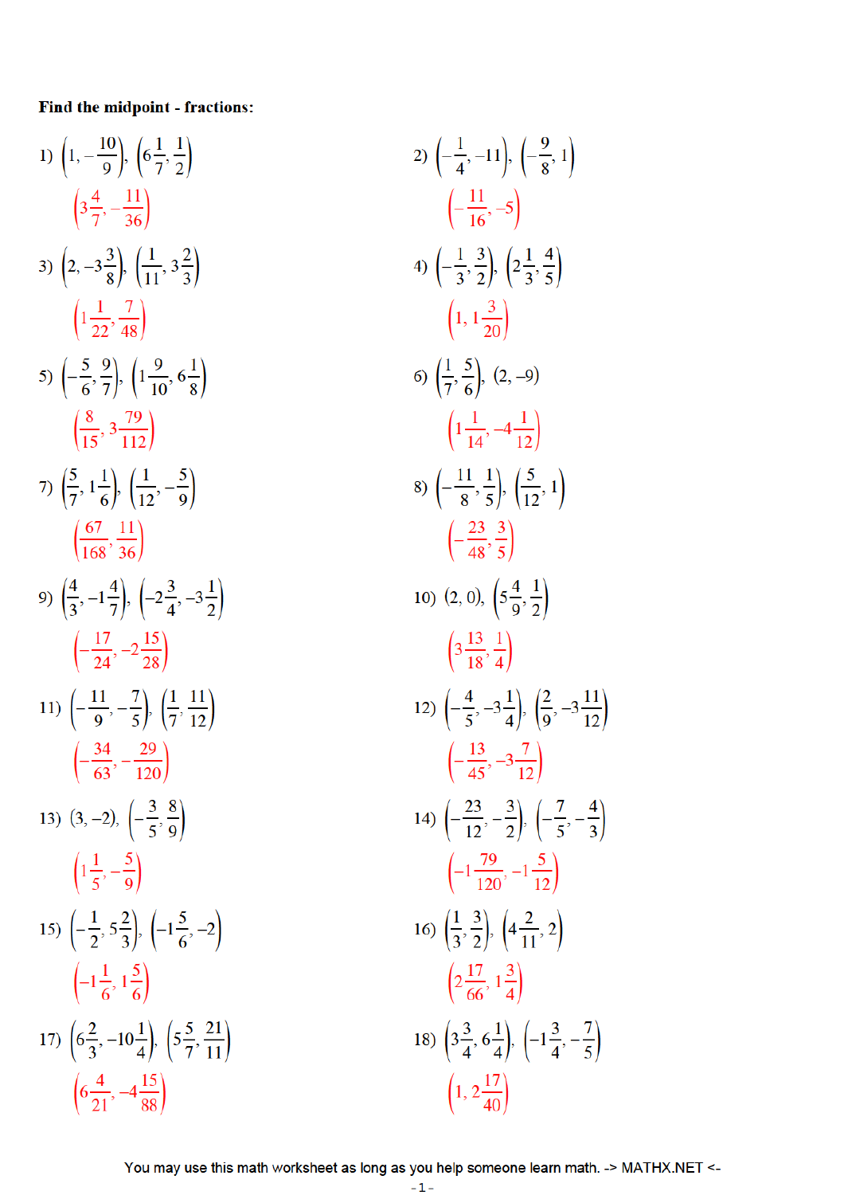**Find the midpoint - fractions:**

1) $\left(1, -\frac{10}{9}\right), \left(6\frac{1}{7}, \frac{1}{2}\right)$

$\left(3\frac{4}{7}, -\frac{11}{36}\right)$

2) $\left(-\frac{1}{4}, -11\right), \left(-\frac{9}{8}, 1\right)$

$\left(-\frac{11}{16}, -5\right)$

3) $\left(2, -3\frac{3}{8}\right), \left(\frac{1}{11}, 3\frac{2}{3}\right)$

$\left(1\frac{1}{22}, \frac{7}{48}\right)$

4) $\left(-\frac{1}{3}, \frac{3}{2}\right), \left(2\frac{1}{3}, \frac{4}{5}\right)$

$\left(1, 1\frac{3}{20}\right)$

5) $\left(-\frac{5}{6}, \frac{9}{7}\right), \left(1\frac{9}{10}, 6\frac{1}{8}\right)$

$\left(\frac{8}{15}, 3\frac{79}{112}\right)$

6) $\left(\frac{1}{7}, \frac{5}{6}\right), (2, -9)$

$\left(1\frac{1}{14}, -4\frac{1}{12}\right)$

7) $\left(\frac{5}{7}, 1\frac{1}{6}\right), \left(\frac{1}{12}, -\frac{5}{9}\right)$

$\left(\frac{67}{168}, \frac{11}{36}\right)$

8) $\left(-\frac{11}{8}, \frac{1}{5}\right), \left(\frac{5}{12}, 1\right)$

$\left(-\frac{23}{48}, \frac{3}{5}\right)$

9) $\left(\frac{4}{3}, -1\frac{4}{7}\right), \left(-2\frac{3}{4}, -3\frac{1}{2}\right)$

$\left(-\frac{17}{24}, -2\frac{15}{28}\right)$

10) $(2, 0), \left(5\frac{4}{9}, \frac{1}{2}\right)$

$\left(3\frac{13}{18}, \frac{1}{4}\right)$

11) $\left(-\frac{11}{9}, -\frac{7}{5}\right), \left(\frac{1}{7}, \frac{11}{12}\right)$

$\left(-\frac{34}{63}, -\frac{29}{120}\right)$

12) $\left(-\frac{4}{5}, -3\frac{1}{4}\right), \left(\frac{2}{9}, -3\frac{11}{12}\right)$

$\left(-\frac{13}{45}, -3\frac{7}{12}\right)$

13) $(3, -2), \left(-\frac{3}{5}, \frac{8}{9}\right)$

$\left(1\frac{1}{5}, -\frac{5}{9}\right)$

14) $\left(-\frac{23}{12}, -\frac{3}{2}\right), \left(-\frac{7}{5}, -\frac{4}{3}\right)$

$\left(-1\frac{79}{120}, -1\frac{5}{12}\right)$

15) $\left(-\frac{1}{2}, 5\frac{2}{3}\right), \left(-1\frac{5}{6}, -2\right)$

$\left(-1\frac{1}{6}, 1\frac{5}{6}\right)$

16) $\left(\frac{1}{3}, \frac{3}{2}\right), \left(4\frac{2}{11}, 2\right)$

$\left(2\frac{17}{66}, 1\frac{3}{4}\right)$

17) $\left(6\frac{2}{3}, -10\frac{1}{4}\right), \left(5\frac{5}{7}, \frac{21}{11}\right)$

$\left(6\frac{4}{21}, -4\frac{15}{88}\right)$

18) $\left(3\frac{3}{4}, 6\frac{1}{4}\right), \left(-1\frac{3}{4}, -\frac{7}{5}\right)$

$\left(1, 2\frac{17}{40}\right)$

You may use this math worksheet as long as you help someone learn math. -> MATHX.NET <-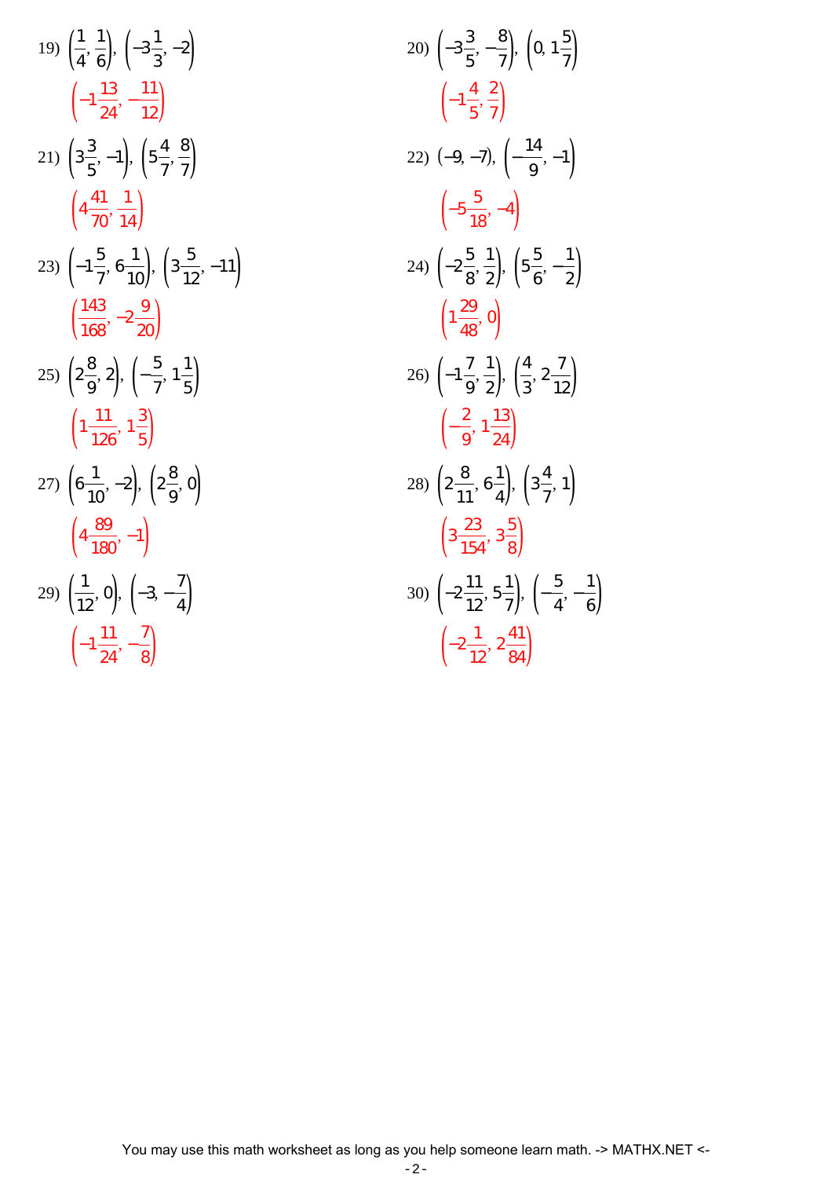19) $\left(\frac{1}{4}, \frac{1}{6}\right), \left(-3\frac{1}{3}, -2\right)$

$\left(-1\frac{13}{24}, -\frac{11}{12}\right)$

20) $\left(-3\frac{3}{5}, -\frac{8}{7}\right), \left(0, 1\frac{5}{7}\right)$

$\left(-1\frac{4}{5}, \frac{2}{7}\right)$

21) $\left(3\frac{3}{5}, -1\right), \left(5\frac{4}{7}, \frac{8}{7}\right)$

$\left(4\frac{41}{70}, \frac{1}{14}\right)$

22) $(-9, -7), \left(-\frac{14}{9}, -1\right)$

$\left(-5\frac{5}{18}, -4\right)$

23) $\left(-1\frac{5}{7}, 6\frac{1}{10}\right), \left(3\frac{5}{12}, -11\right)$

$\left(\frac{143}{168}, -2\frac{9}{20}\right)$

24) $\left(-2\frac{5}{8}, \frac{1}{2}\right), \left(5\frac{5}{6}, -\frac{1}{2}\right)$

$\left(1\frac{29}{48}, 0\right)$

25) $\left(2\frac{8}{9}, 2\right), \left(-\frac{5}{7}, 1\frac{1}{5}\right)$

$\left(1\frac{11}{126}, 1\frac{3}{5}\right)$

26) $\left(-1\frac{7}{9}, \frac{1}{2}\right), \left(\frac{4}{3}, 2\frac{7}{12}\right)$

$\left(-\frac{2}{9}, 1\frac{13}{24}\right)$

27) $\left(6\frac{1}{10}, -2\right), \left(2\frac{8}{9}, 0\right)$

$\left(4\frac{89}{180}, -1\right)$

28) $\left(2\frac{8}{11}, 6\frac{1}{4}\right), \left(3\frac{4}{7}, 1\right)$

$\left(3\frac{23}{154}, 3\frac{5}{8}\right)$

29) $\left(\frac{1}{12}, 0\right), \left(-3, -\frac{7}{4}\right)$

$\left(-1\frac{11}{24}, -\frac{7}{8}\right)$

30) $\left(-2\frac{11}{12}, 5\frac{1}{7}\right), \left(-\frac{5}{4}, -\frac{1}{6}\right)$

$\left(-2\frac{1}{12}, 2\frac{41}{84}\right)$

You may use this math worksheet as long as you help someone learn math. -> MATHX.NET <-